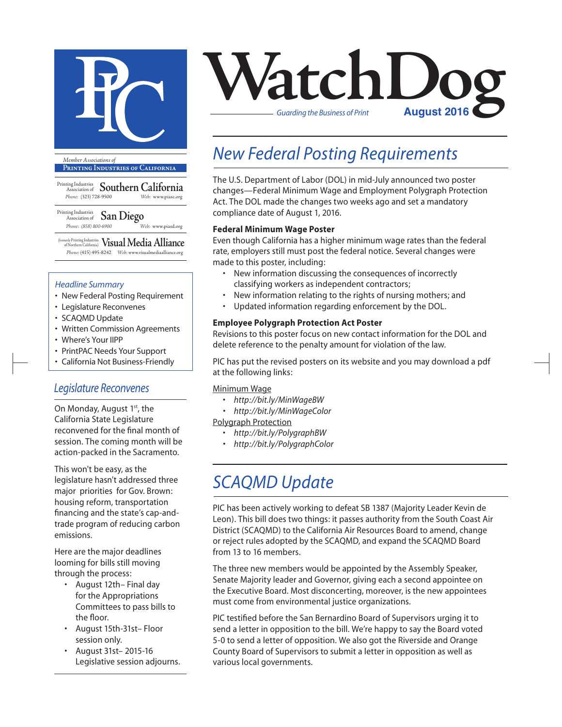# WatchDog

*Guarding the Business of Print* **August 2016**

*Member Associations of*
**Printing Industries of California**

Printing Industries Association of **Southern California**
Phone: (323) 728-9500 Web: www.piasc.org

Printing Industries Association of **San Diego**
Phone: (858) 800-6900 Web: www.piasd.org

(formerly Printing Industries of Northern California) **Visual Media Alliance**
Phone: (415) 495-8242 Web: www.visualmediaalliance.org

### *Headline Summary*

- New Federal Posting Requirement
- Legislature Reconvenes
- SCAQMD Update
- Written Commission Agreements
- Where's Your IIPP
- PrintPAC Needs Your Support
- California Not Business-Friendly

## *New Federal Posting Requirements*

The U.S. Department of Labor (DOL) in mid-July announced two poster changes—Federal Minimum Wage and Employment Polygraph Protection Act. The DOL made the changes two weeks ago and set a mandatory compliance date of August 1, 2016.

**Federal Minimum Wage Poster**
Even though California has a higher minimum wage rates than the federal rate, employers still must post the federal notice. Several changes were made to this poster, including:

- New information discussing the consequences of incorrectly classifying workers as independent contractors;
- New information relating to the rights of nursing mothers; and
- Updated information regarding enforcement by the DOL.

**Employee Polygraph Protection Act Poster**
Revisions to this poster focus on new contact information for the DOL and delete reference to the penalty amount for violation of the law.

PIC has put the revised posters on its website and you may download a pdf at the following links:

Minimum Wage
- *http://bit.ly/MinWageBW*
- *http://bit.ly/MinWageColor*

Polygraph Protection
- *http://bit.ly/PolygraphBW*
- *http://bit.ly/PolygraphColor*

## *Legislature Reconvenes*

On Monday, August 1st, the California State Legislature reconvened for the final month of session. The coming month will be action-packed in the Sacramento.

This won't be easy, as the legislature hasn't addressed three major priorities for Gov. Brown: housing reform, transportation financing and the state's cap-and-trade program of reducing carbon emissions.

Here are the major deadlines looming for bills still moving through the process:

- August 12th– Final day for the Appropriations Committees to pass bills to the floor.
- August 15th-31st– Floor session only.
- August 31st– 2015-16 Legislative session adjourns.

## *SCAQMD Update*

PIC has been actively working to defeat SB 1387 (Majority Leader Kevin de Leon). This bill does two things: it passes authority from the South Coast Air District (SCAQMD) to the California Air Resources Board to amend, change or reject rules adopted by the SCAQMD, and expand the SCAQMD Board from 13 to 16 members.

The three new members would be appointed by the Assembly Speaker, Senate Majority leader and Governor, giving each a second appointee on the Executive Board. Most disconcerting, moreover, is the new appointees must come from environmental justice organizations.

PIC testified before the San Bernardino Board of Supervisors urging it to send a letter in opposition to the bill. We're happy to say the Board voted 5-0 to send a letter of opposition. We also got the Riverside and Orange County Board of Supervisors to submit a letter in opposition as well as various local governments.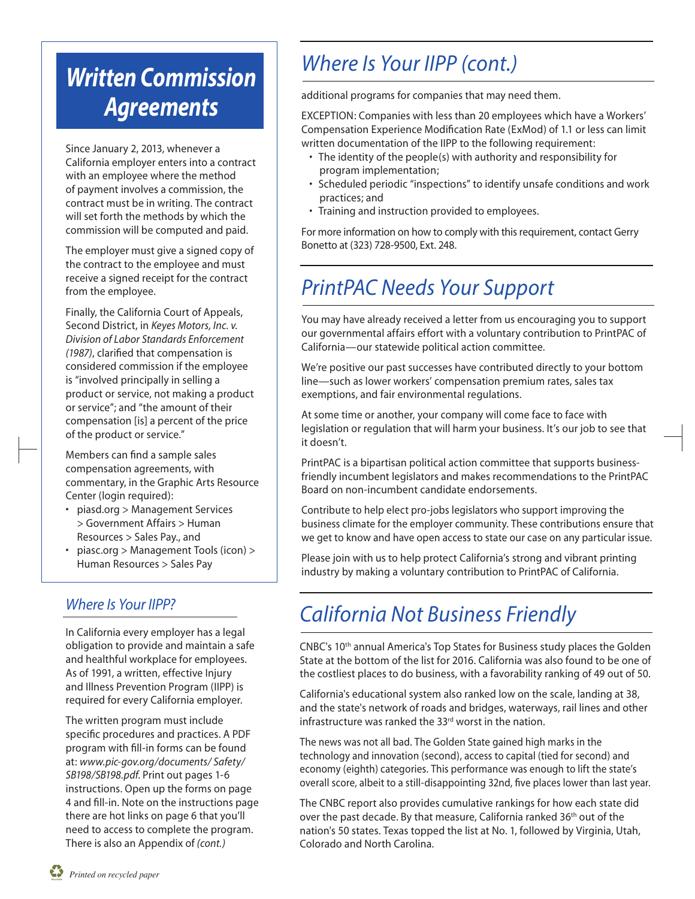# Written Commission Agreements

Since January 2, 2013, whenever a California employer enters into a contract with an employee where the method of payment involves a commission, the contract must be in writing. The contract will set forth the methods by which the commission will be computed and paid.

The employer must give a signed copy of the contract to the employee and must receive a signed receipt for the contract from the employee.

Finally, the California Court of Appeals, Second District, in *Keyes Motors, Inc. v. Division of Labor Standards Enforcement (1987)*, clarified that compensation is considered commission if the employee is "involved principally in selling a product or service, not making a product or service"; and "the amount of their compensation [is] a percent of the price of the product or service."

Members can find a sample sales compensation agreements, with commentary, in the Graphic Arts Resource Center (login required):

- piasd.org > Management Services > Government Affairs > Human Resources > Sales Pay., and
- piasc.org > Management Tools (icon) > Human Resources > Sales Pay

## Where Is Your IIPP?

In California every employer has a legal obligation to provide and maintain a safe and healthful workplace for employees. As of 1991, a written, effective Injury and Illness Prevention Program (IIPP) is required for every California employer.

The written program must include specific procedures and practices. A PDF program with fill-in forms can be found at: *www.pic-gov.org/documents/ Safety/ SB198/SB198.pdf*. Print out pages 1-6 instructions. Open up the forms on page 4 and fill-in. Note on the instructions page there are hot links on page 6 that you'll need to access to complete the program. There is also an Appendix of *(cont.)*

## Where Is Your IIPP (cont.)

additional programs for companies that may need them.

EXCEPTION: Companies with less than 20 employees which have a Workers' Compensation Experience Modification Rate (ExMod) of 1.1 or less can limit written documentation of the IIPP to the following requirement:

- The identity of the people(s) with authority and responsibility for program implementation;
- Scheduled periodic "inspections" to identify unsafe conditions and work practices; and
- Training and instruction provided to employees.

For more information on how to comply with this requirement, contact Gerry Bonetto at (323) 728-9500, Ext. 248.

## PrintPAC Needs Your Support

You may have already received a letter from us encouraging you to support our governmental affairs effort with a voluntary contribution to PrintPAC of California—our statewide political action committee.

We're positive our past successes have contributed directly to your bottom line—such as lower workers' compensation premium rates, sales tax exemptions, and fair environmental regulations.

At some time or another, your company will come face to face with legislation or regulation that will harm your business. It's our job to see that it doesn't.

PrintPAC is a bipartisan political action committee that supports business-friendly incumbent legislators and makes recommendations to the PrintPAC Board on non-incumbent candidate endorsements.

Contribute to help elect pro-jobs legislators who support improving the business climate for the employer community. These contributions ensure that we get to know and have open access to state our case on any particular issue.

Please join with us to help protect California's strong and vibrant printing industry by making a voluntary contribution to PrintPAC of California.

## California Not Business Friendly

CNBC's 10th annual America's Top States for Business study places the Golden State at the bottom of the list for 2016. California was also found to be one of the costliest places to do business, with a favorability ranking of 49 out of 50.

California's educational system also ranked low on the scale, landing at 38, and the state's network of roads and bridges, waterways, rail lines and other infrastructure was ranked the 33rd worst in the nation.

The news was not all bad. The Golden State gained high marks in the technology and innovation (second), access to capital (tied for second) and economy (eighth) categories. This performance was enough to lift the state's overall score, albeit to a still-disappointing 32nd, five places lower than last year.

The CNBC report also provides cumulative rankings for how each state did over the past decade. By that measure, California ranked 36th out of the nation's 50 states. Texas topped the list at No. 1, followed by Virginia, Utah, Colorado and North Carolina.

*Printed on recycled paper*